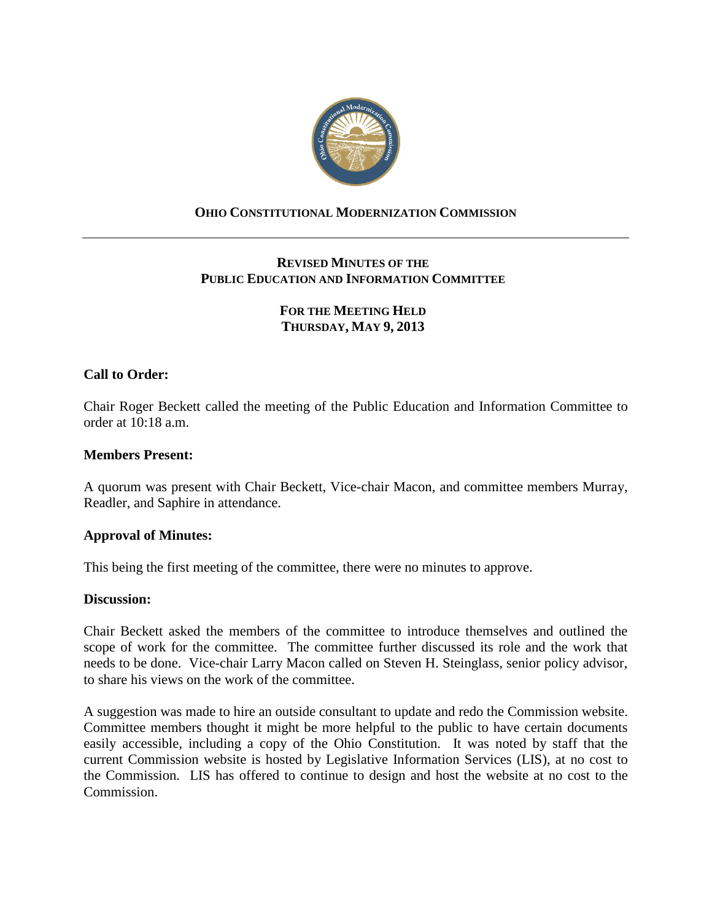# OHIO CONSTITUTIONAL MODERNIZATION COMMISSION

## REVISED MINUTES OF THE PUBLIC EDUCATION AND INFORMATION COMMITTEE

### FOR THE MEETING HELD THURSDAY, MAY 9, 2013

**Call to Order:**

Chair Roger Beckett called the meeting of the Public Education and Information Committee to order at 10:18 a.m.

**Members Present:**

A quorum was present with Chair Beckett, Vice-chair Macon, and committee members Murray, Readler, and Saphire in attendance.

**Approval of Minutes:**

This being the first meeting of the committee, there were no minutes to approve.

**Discussion:**

Chair Beckett asked the members of the committee to introduce themselves and outlined the scope of work for the committee. The committee further discussed its role and the work that needs to be done. Vice-chair Larry Macon called on Steven H. Steinglass, senior policy advisor, to share his views on the work of the committee.

A suggestion was made to hire an outside consultant to update and redo the Commission website. Committee members thought it might be more helpful to the public to have certain documents easily accessible, including a copy of the Ohio Constitution. It was noted by staff that the current Commission website is hosted by Legislative Information Services (LIS), at no cost to the Commission. LIS has offered to continue to design and host the website at no cost to the Commission.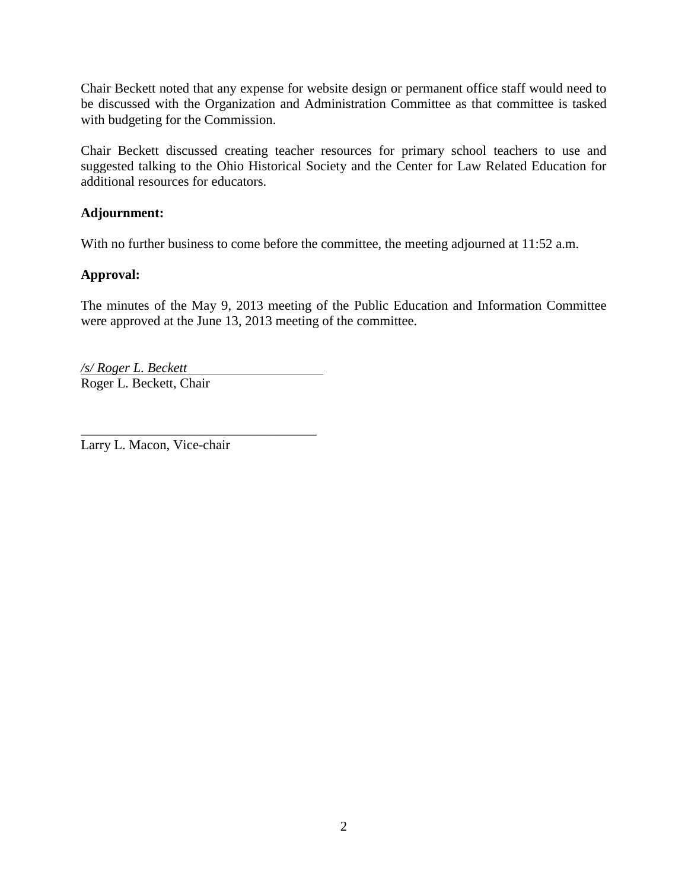Chair Beckett noted that any expense for website design or permanent office staff would need to be discussed with the Organization and Administration Committee as that committee is tasked with budgeting for the Commission.

Chair Beckett discussed creating teacher resources for primary school teachers to use and suggested talking to the Ohio Historical Society and the Center for Law Related Education for additional resources for educators.

**Adjournment:**

With no further business to come before the committee, the meeting adjourned at 11:52 a.m.

**Approval:**

The minutes of the May 9, 2013 meeting of the Public Education and Information Committee were approved at the June 13, 2013 meeting of the committee.

*/s/ Roger L. Beckett*
Roger L. Beckett, Chair

\_\_\_\_\_\_\_\_\_\_\_\_\_\_\_\_\_\_\_\_\_\_\_\_\_\_\_\_\_\_\_\_\_\_\_
Larry L. Macon, Vice-chair